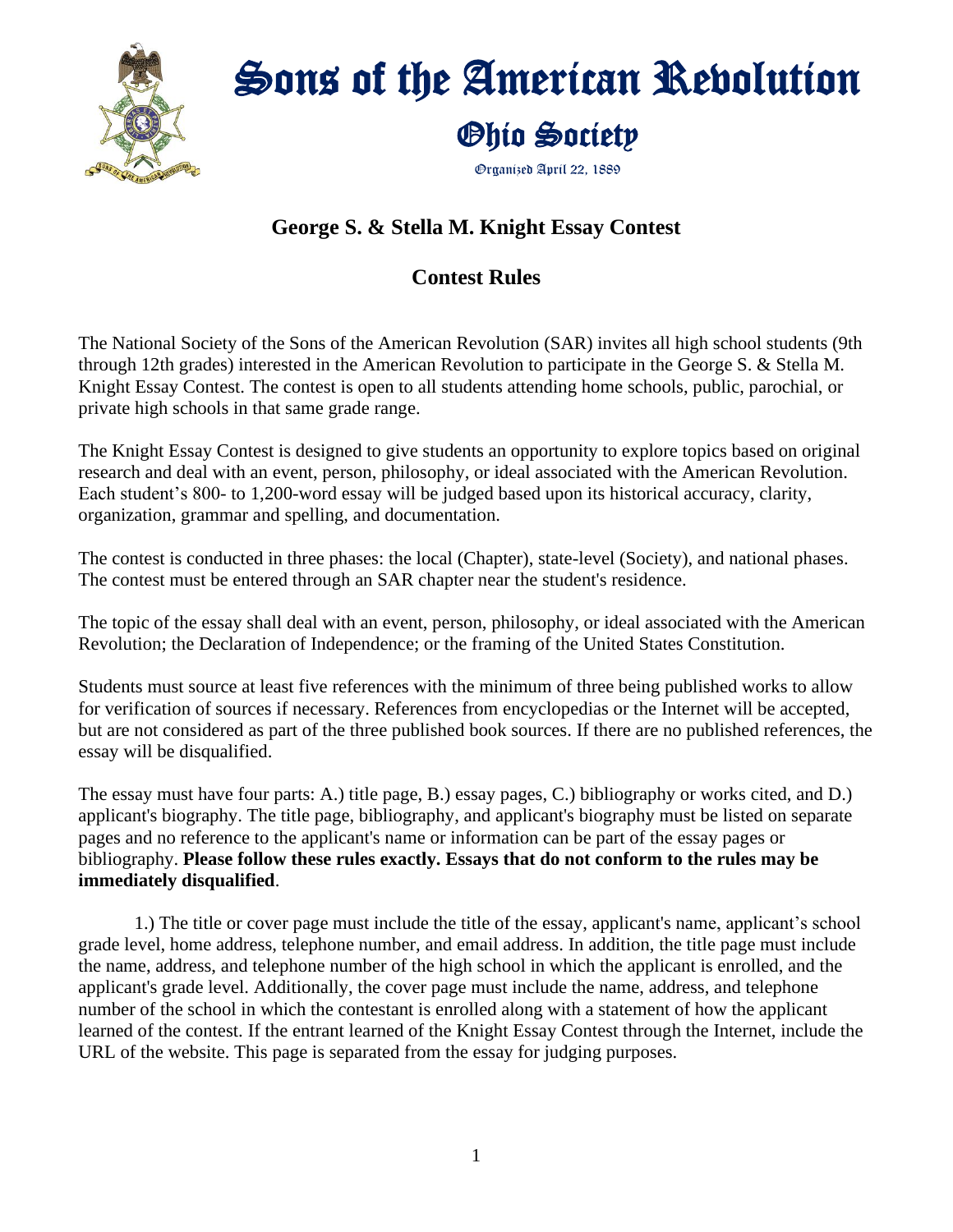# Sons of the American Revolution

## Ohio Society

Organized April 22, 1889

## George S. & Stella M. Knight Essay Contest

## Contest Rules

The National Society of the Sons of the American Revolution (SAR) invites all high school students (9th through 12th grades) interested in the American Revolution to participate in the George S. & Stella M. Knight Essay Contest. The contest is open to all students attending home schools, public, parochial, or private high schools in that same grade range.

The Knight Essay Contest is designed to give students an opportunity to explore topics based on original research and deal with an event, person, philosophy, or ideal associated with the American Revolution. Each student's 800- to 1,200-word essay will be judged based upon its historical accuracy, clarity, organization, grammar and spelling, and documentation.

The contest is conducted in three phases: the local (Chapter), state-level (Society), and national phases. The contest must be entered through an SAR chapter near the student's residence.

The topic of the essay shall deal with an event, person, philosophy, or ideal associated with the American Revolution; the Declaration of Independence; or the framing of the United States Constitution.

Students must source at least five references with the minimum of three being published works to allow for verification of sources if necessary. References from encyclopedias or the Internet will be accepted, but are not considered as part of the three published book sources. If there are no published references, the essay will be disqualified.

The essay must have four parts: A.) title page, B.) essay pages, C.) bibliography or works cited, and D.) applicant's biography. The title page, bibliography, and applicant's biography must be listed on separate pages and no reference to the applicant's name or information can be part of the essay pages or bibliography. **Please follow these rules exactly. Essays that do not conform to the rules may be immediately disqualified**.

1.) The title or cover page must include the title of the essay, applicant's name, applicant's school grade level, home address, telephone number, and email address. In addition, the title page must include the name, address, and telephone number of the high school in which the applicant is enrolled, and the applicant's grade level. Additionally, the cover page must include the name, address, and telephone number of the school in which the contestant is enrolled along with a statement of how the applicant learned of the contest. If the entrant learned of the Knight Essay Contest through the Internet, include the URL of the website. This page is separated from the essay for judging purposes.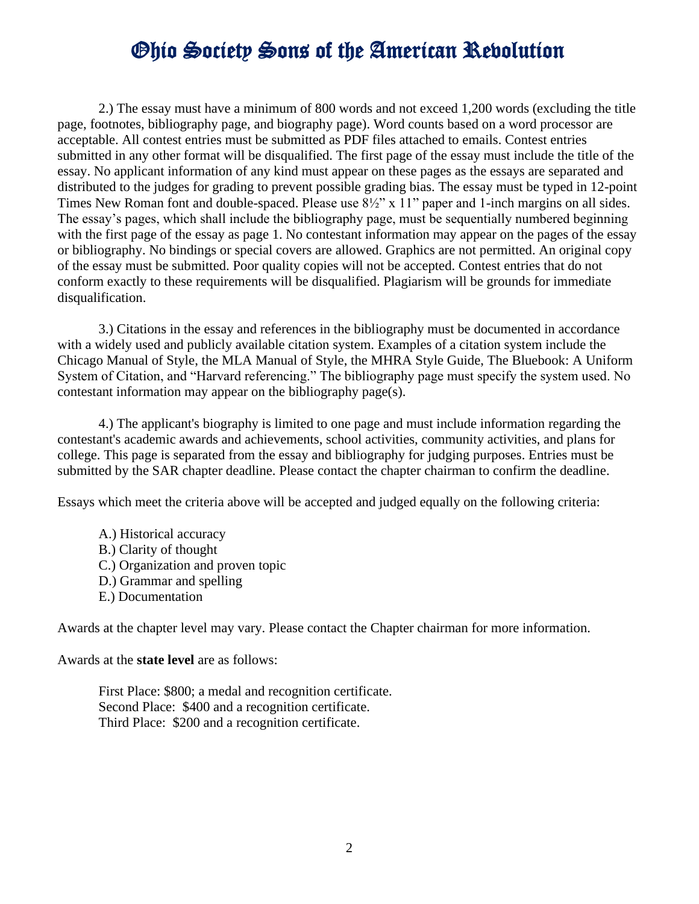2.) The essay must have a minimum of 800 words and not exceed 1,200 words (excluding the title page, footnotes, bibliography page, and biography page). Word counts based on a word processor are acceptable. All contest entries must be submitted as PDF files attached to emails. Contest entries submitted in any other format will be disqualified. The first page of the essay must include the title of the essay. No applicant information of any kind must appear on these pages as the essays are separated and distributed to the judges for grading to prevent possible grading bias. The essay must be typed in 12-point Times New Roman font and double-spaced. Please use 8½" x 11" paper and 1-inch margins on all sides. The essay's pages, which shall include the bibliography page, must be sequentially numbered beginning with the first page of the essay as page 1. No contestant information may appear on the pages of the essay or bibliography. No bindings or special covers are allowed. Graphics are not permitted. An original copy of the essay must be submitted. Poor quality copies will not be accepted. Contest entries that do not conform exactly to these requirements will be disqualified. Plagiarism will be grounds for immediate disqualification.

3.) Citations in the essay and references in the bibliography must be documented in accordance with a widely used and publicly available citation system. Examples of a citation system include the Chicago Manual of Style, the MLA Manual of Style, the MHRA Style Guide, The Bluebook: A Uniform System of Citation, and "Harvard referencing." The bibliography page must specify the system used. No contestant information may appear on the bibliography page(s).

4.) The applicant's biography is limited to one page and must include information regarding the contestant's academic awards and achievements, school activities, community activities, and plans for college. This page is separated from the essay and bibliography for judging purposes. Entries must be submitted by the SAR chapter deadline. Please contact the chapter chairman to confirm the deadline.

Essays which meet the criteria above will be accepted and judged equally on the following criteria:

A.) Historical accuracy
B.) Clarity of thought
C.) Organization and proven topic
D.) Grammar and spelling
E.) Documentation

Awards at the chapter level may vary. Please contact the Chapter chairman for more information.

Awards at the **state level** are as follows:

First Place: $800; a medal and recognition certificate.
Second Place: $400 and a recognition certificate.
Third Place: $200 and a recognition certificate.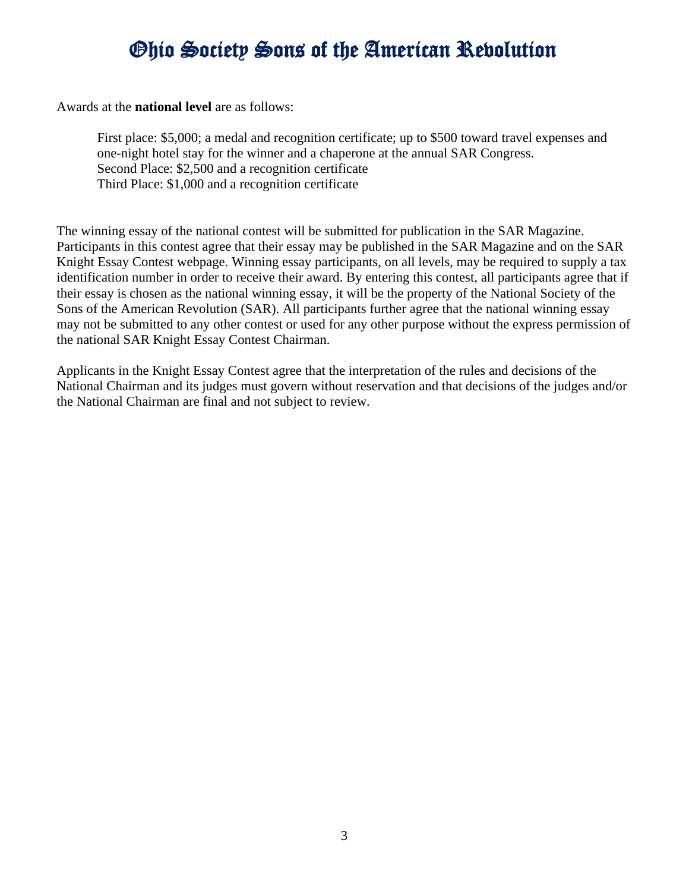Awards at the **national level** are as follows:

First place: $5,000; a medal and recognition certificate; up to $500 toward travel expenses and one-night hotel stay for the winner and a chaperone at the annual SAR Congress.
Second Place: $2,500 and a recognition certificate
Third Place: $1,000 and a recognition certificate

The winning essay of the national contest will be submitted for publication in the SAR Magazine. Participants in this contest agree that their essay may be published in the SAR Magazine and on the SAR Knight Essay Contest webpage. Winning essay participants, on all levels, may be required to supply a tax identification number in order to receive their award. By entering this contest, all participants agree that if their essay is chosen as the national winning essay, it will be the property of the National Society of the Sons of the American Revolution (SAR). All participants further agree that the national winning essay may not be submitted to any other contest or used for any other purpose without the express permission of the national SAR Knight Essay Contest Chairman.

Applicants in the Knight Essay Contest agree that the interpretation of the rules and decisions of the National Chairman and its judges must govern without reservation and that decisions of the judges and/or the National Chairman are final and not subject to review.